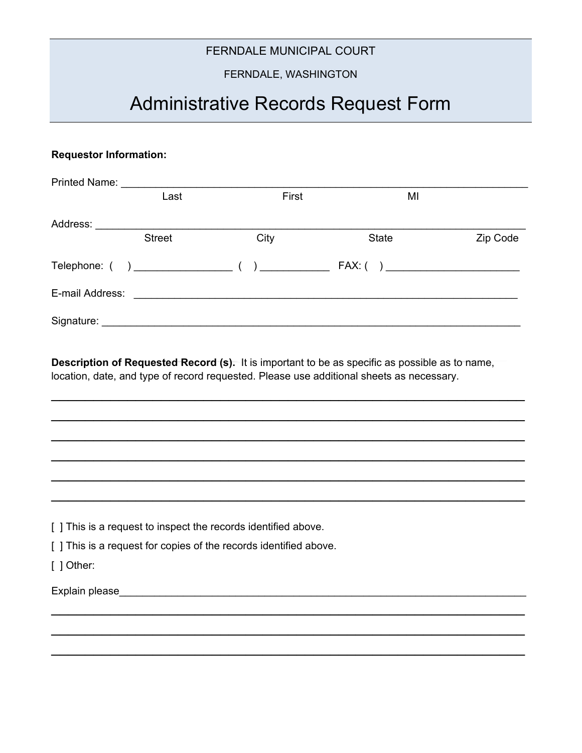FERNDALE MUNICIPAL COURT

FERNDALE, WASHINGTON

# Administrative Records Request Form

**Requestor Information:**

Printed Name: ______________________________________________________________________
Last                    First                    MI

Address: __________________________________________________________________________
Street                    City                    State                    Zip Code

Telephone: (    ) _________________ (    ) ____________ FAX: (    ) _______________________

E-mail Address: _____________________________________________________________________

Signature: _________________________________________________________________________

**Description of Requested Record (s).** It is important to be as specific as possible as to name, location, date, and type of record requested. Please use additional sheets as necessary.

___________________________________________________________________________________

___________________________________________________________________________________

___________________________________________________________________________________

___________________________________________________________________________________

___________________________________________________________________________________

___________________________________________________________________________________

[ ] This is a request to inspect the records identified above.

[ ] This is a request for copies of the records identified above.

[ ] Other:

Explain please______________________________________________________________________

___________________________________________________________________________________

___________________________________________________________________________________

___________________________________________________________________________________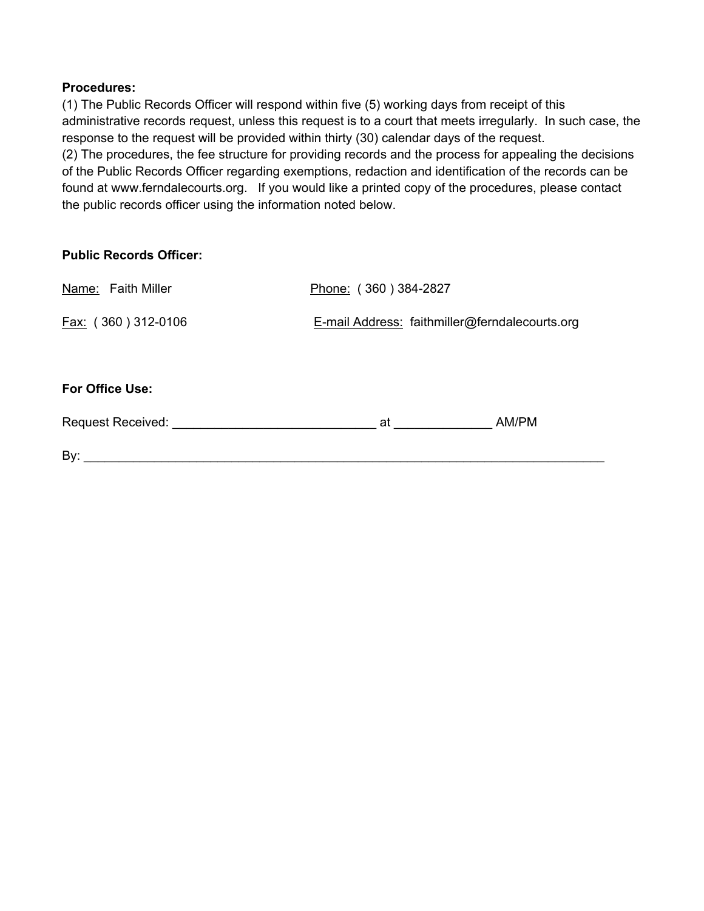**Procedures:**

(1) The Public Records Officer will respond within five (5) working days from receipt of this administrative records request, unless this request is to a court that meets irregularly. In such case, the response to the request will be provided within thirty (30) calendar days of the request.

(2) The procedures, the fee structure for providing records and the process for appealing the decisions of the Public Records Officer regarding exemptions, redaction and identification of the records can be found at www.ferndalecourts.org. If you would like a printed copy of the procedures, please contact the public records officer using the information noted below.

**Public Records Officer:**

Name: Faith Miller

Phone: ( 360 ) 384-2827

Fax: ( 360 ) 312-0106

E-mail Address: faithmiller@ferndalecourts.org

**For Office Use:**

Request Received: ____________________________ at _____________ AM/PM

By: __________________________________________________________________________